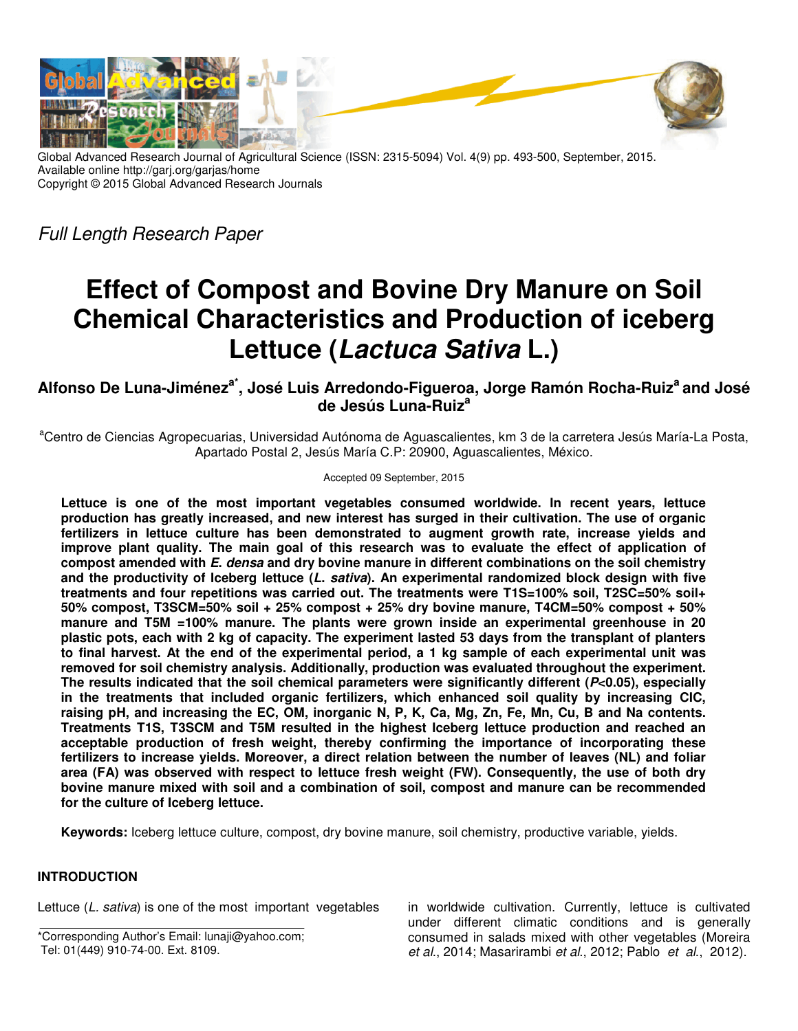Global Advanced Research Journal of Agricultural Science (ISSN: 2315-5094) Vol. 4(9) pp. 493-500, September, 2015.
Available online http://garj.org/garjas/home
Copyright © 2015 Global Advanced Research Journals

*Full Length Research Paper*

# Effect of Compost and Bovine Dry Manure on Soil Chemical Characteristics and Production of iceberg Lettuce (*Lactuca Sativa* L.)

**Alfonso De Luna-Jiménez[a*], José Luis Arredondo-Figueroa, Jorge Ramón Rocha-Ruiz[a] and José de Jesús Luna-Ruiz[a]**

[a]Centro de Ciencias Agropecuarias, Universidad Autónoma de Aguascalientes, km 3 de la carretera Jesús María-La Posta, Apartado Postal 2, Jesús María C.P: 20900, Aguascalientes, México.

Accepted 09 September, 2015

**Lettuce is one of the most important vegetables consumed worldwide. In recent years, lettuce production has greatly increased, and new interest has surged in their cultivation. The use of organic fertilizers in lettuce culture has been demonstrated to augment growth rate, increase yields and improve plant quality. The main goal of this research was to evaluate the effect of application of compost amended with *E. densa* and dry bovine manure in different combinations on the soil chemistry and the productivity of Iceberg lettuce (*L. sativa*). An experimental randomized block design with five treatments and four repetitions was carried out. The treatments were T1S=100% soil, T2SC=50% soil+ 50% compost, T3SCM=50% soil + 25% compost + 25% dry bovine manure, T4CM=50% compost + 50% manure and T5M =100% manure. The plants were grown inside an experimental greenhouse in 20 plastic pots, each with 2 kg of capacity. The experiment lasted 53 days from the transplant of planters to final harvest. At the end of the experimental period, a 1 kg sample of each experimental unit was removed for soil chemistry analysis. Additionally, production was evaluated throughout the experiment. The results indicated that the soil chemical parameters were significantly different ($P$<0.05), especially in the treatments that included organic fertilizers, which enhanced soil quality by increasing CIC, raising pH, and increasing the EC, OM, inorganic N, P, K, Ca, Mg, Zn, Fe, Mn, Cu, B and Na contents. Treatments T1S, T3SCM and T5M resulted in the highest Iceberg lettuce production and reached an acceptable production of fresh weight, thereby confirming the importance of incorporating these fertilizers to increase yields. Moreover, a direct relation between the number of leaves (NL) and foliar area (FA) was observed with respect to lettuce fresh weight (FW). Consequently, the use of both dry bovine manure mixed with soil and a combination of soil, compost and manure can be recommended for the culture of Iceberg lettuce.**

**Keywords:** Iceberg lettuce culture, compost, dry bovine manure, soil chemistry, productive variable, yields.

## INTRODUCTION

Lettuce (*L. sativa*) is one of the most important vegetables in worldwide cultivation. Currently, lettuce is cultivated under different climatic conditions and is generally consumed in salads mixed with other vegetables (Moreira *et al*., 2014; Masarirambi *et al*., 2012; Pablo *et al*., 2012).

*Corresponding Author's Email: lunaji@yahoo.com; Tel: 01(449) 910-74-00. Ext. 8109.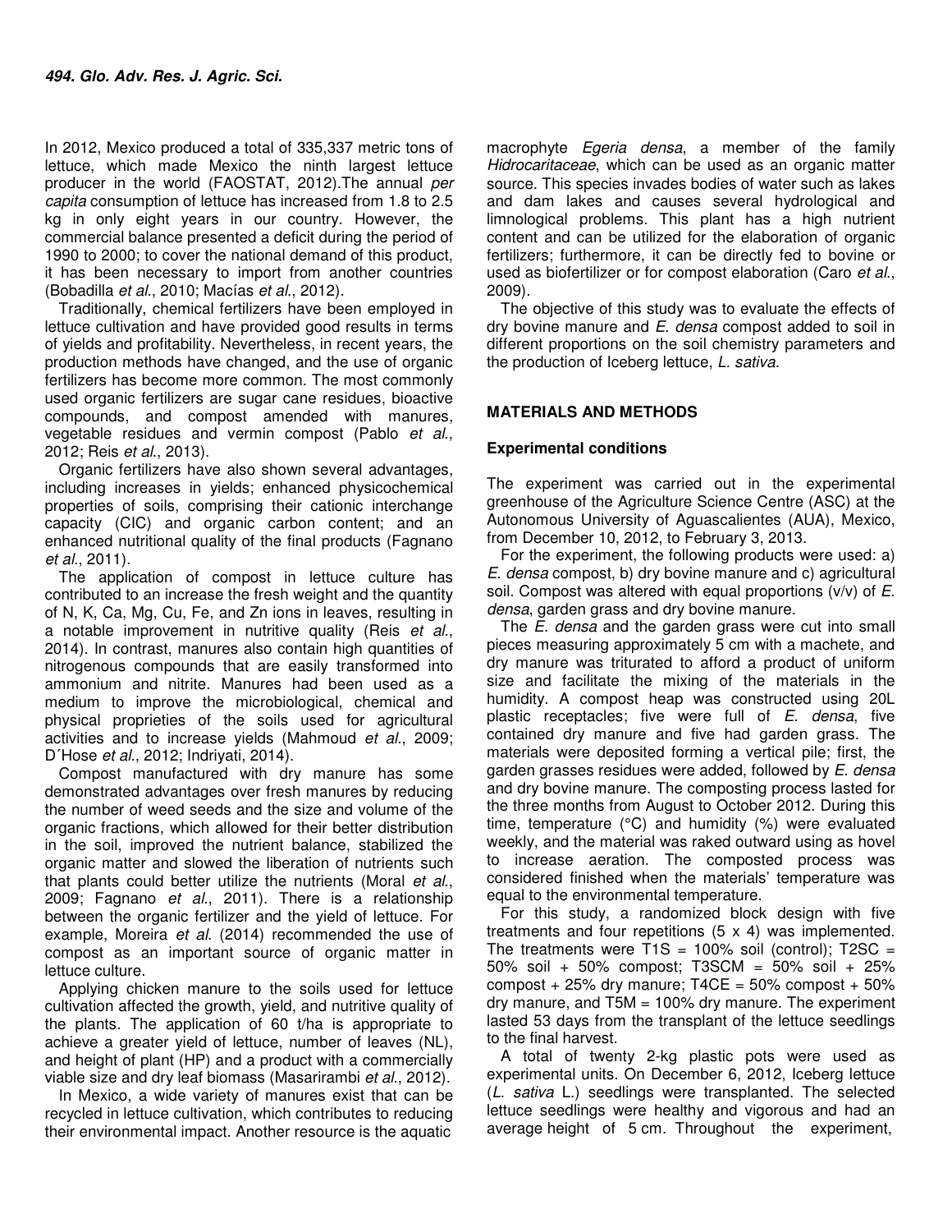In 2012, Mexico produced a total of 335,337 metric tons of lettuce, which made Mexico the ninth largest lettuce producer in the world (FAOSTAT, 2012).The annual *per capita* consumption of lettuce has increased from 1.8 to 2.5 kg in only eight years in our country. However, the commercial balance presented a deficit during the period of 1990 to 2000; to cover the national demand of this product, it has been necessary to import from another countries (Bobadilla *et al*., 2010; Macías *et al*., 2012).

Traditionally, chemical fertilizers have been employed in lettuce cultivation and have provided good results in terms of yields and profitability. Nevertheless, in recent years, the production methods have changed, and the use of organic fertilizers has become more common. The most commonly used organic fertilizers are sugar cane residues, bioactive compounds, and compost amended with manures, vegetable residues and vermin compost (Pablo *et al*., 2012; Reis *et al*., 2013).

Organic fertilizers have also shown several advantages, including increases in yields; enhanced physicochemical properties of soils, comprising their cationic interchange capacity (CIC) and organic carbon content; and an enhanced nutritional quality of the final products (Fagnano *et al*., 2011).

The application of compost in lettuce culture has contributed to an increase the fresh weight and the quantity of N, K, Ca, Mg, Cu, Fe, and Zn ions in leaves, resulting in a notable improvement in nutritive quality (Reis *et al*., 2014). In contrast, manures also contain high quantities of nitrogenous compounds that are easily transformed into ammonium and nitrite. Manures had been used as a medium to improve the microbiological, chemical and physical proprieties of the soils used for agricultural activities and to increase yields (Mahmoud *et al*., 2009; D´Hose *et al*., 2012; Indriyati, 2014).

Compost manufactured with dry manure has some demonstrated advantages over fresh manures by reducing the number of weed seeds and the size and volume of the organic fractions, which allowed for their better distribution in the soil, improved the nutrient balance, stabilized the organic matter and slowed the liberation of nutrients such that plants could better utilize the nutrients (Moral *et al*., 2009; Fagnano *et al*., 2011). There is a relationship between the organic fertilizer and the yield of lettuce. For example, Moreira *et al*. (2014) recommended the use of compost as an important source of organic matter in lettuce culture.

Applying chicken manure to the soils used for lettuce cultivation affected the growth, yield, and nutritive quality of the plants. The application of 60 t/ha is appropriate to achieve a greater yield of lettuce, number of leaves (NL), and height of plant (HP) and a product with a commercially viable size and dry leaf biomass (Masarirambi *et al*., 2012).

In Mexico, a wide variety of manures exist that can be recycled in lettuce cultivation, which contributes to reducing their environmental impact. Another resource is the aquatic macrophyte *Egeria densa*, a member of the family *Hidrocaritaceae*, which can be used as an organic matter source. This species invades bodies of water such as lakes and dam lakes and causes several hydrological and limnological problems. This plant has a high nutrient content and can be utilized for the elaboration of organic fertilizers; furthermore, it can be directly fed to bovine or used as biofertilizer or for compost elaboration (Caro *et al*., 2009).

The objective of this study was to evaluate the effects of dry bovine manure and *E. densa* compost added to soil in different proportions on the soil chemistry parameters and the production of Iceberg lettuce, *L. sativa*.

## MATERIALS AND METHODS

### Experimental conditions

The experiment was carried out in the experimental greenhouse of the Agriculture Science Centre (ASC) at the Autonomous University of Aguascalientes (AUA), Mexico, from December 10, 2012, to February 3, 2013.

For the experiment, the following products were used: a) *E. densa* compost, b) dry bovine manure and c) agricultural soil. Compost was altered with equal proportions (v/v) of *E. densa*, garden grass and dry bovine manure.

The *E. densa* and the garden grass were cut into small pieces measuring approximately 5 cm with a machete, and dry manure was triturated to afford a product of uniform size and facilitate the mixing of the materials in the humidity. A compost heap was constructed using 20L plastic receptacles; five were full of *E. densa*, five contained dry manure and five had garden grass. The materials were deposited forming a vertical pile; first, the garden grasses residues were added, followed by *E. densa* and dry bovine manure. The composting process lasted for the three months from August to October 2012. During this time, temperature (°C) and humidity (%) were evaluated weekly, and the material was raked outward using as hovel to increase aeration. The composted process was considered finished when the materials' temperature was equal to the environmental temperature.

For this study, a randomized block design with five treatments and four repetitions (5 x 4) was implemented. The treatments were T1S = 100% soil (control); T2SC = 50% soil + 50% compost; T3SCM = 50% soil + 25% compost + 25% dry manure; T4CE = 50% compost + 50% dry manure, and T5M = 100% dry manure. The experiment lasted 53 days from the transplant of the lettuce seedlings to the final harvest.

A total of twenty 2-kg plastic pots were used as experimental units. On December 6, 2012, Iceberg lettuce (*L. sativa* L.) seedlings were transplanted. The selected lettuce seedlings were healthy and vigorous and had an average height of 5 cm. Throughout the experiment,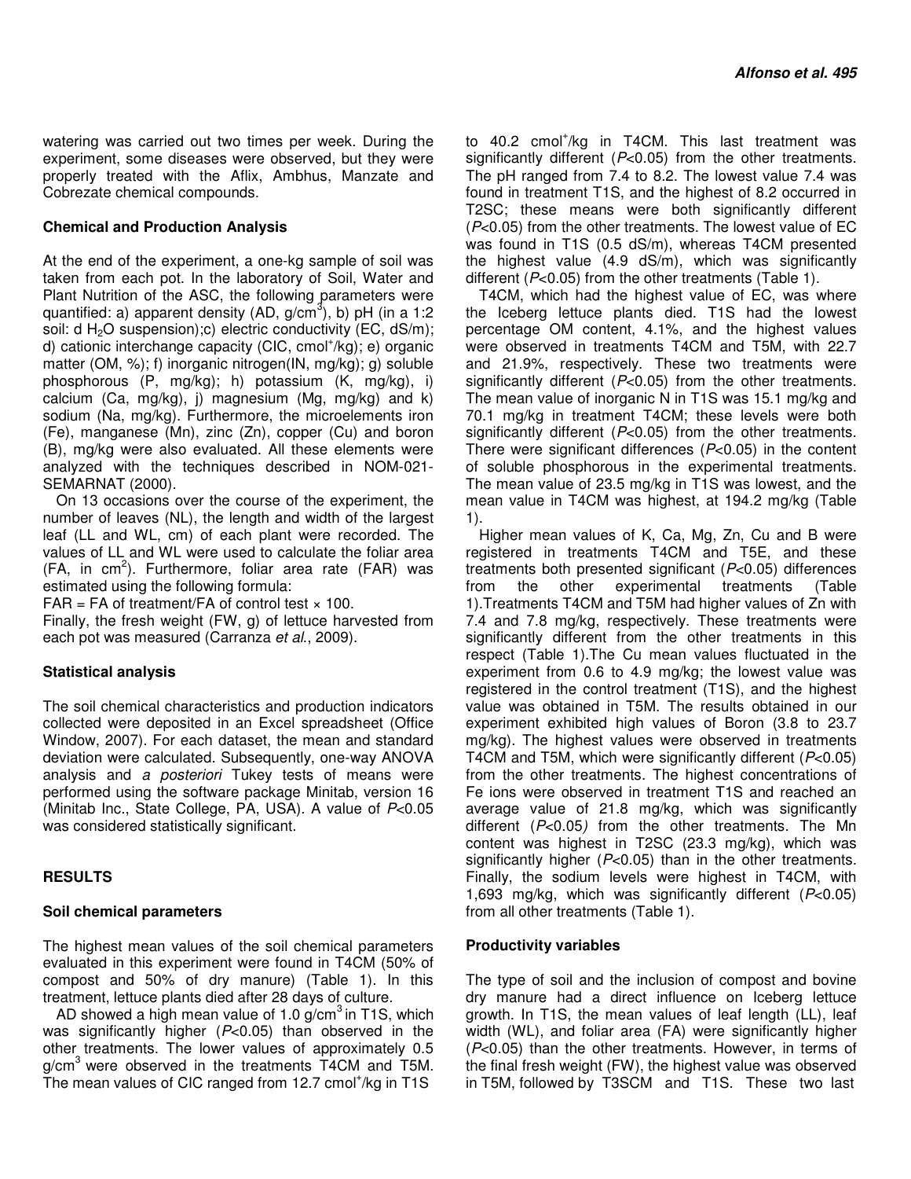watering was carried out two times per week. During the experiment, some diseases were observed, but they were properly treated with the Aflix, Ambhus, Manzate and Cobrezate chemical compounds.

### Chemical and Production Analysis

At the end of the experiment, a one-kg sample of soil was taken from each pot. In the laboratory of Soil, Water and Plant Nutrition of the ASC, the following parameters were quantified: a) apparent density (AD, g/cm$^3$), b) pH (in a 1:2 soil: d $H_2O$ suspension);c) electric conductivity (EC, dS/m); d) cationic interchange capacity (CIC, cmol$^+$/kg); e) organic matter (OM, %); f) inorganic nitrogen(IN, mg/kg); g) soluble phosphorous (P, mg/kg); h) potassium (K, mg/kg), i) calcium (Ca, mg/kg), j) magnesium (Mg, mg/kg) and k) sodium (Na, mg/kg). Furthermore, the microelements iron (Fe), manganese (Mn), zinc (Zn), copper (Cu) and boron (B), mg/kg were also evaluated. All these elements were analyzed with the techniques described in NOM-021-SEMARNAT (2000).

On 13 occasions over the course of the experiment, the number of leaves (NL), the length and width of the largest leaf (LL and WL, cm) of each plant were recorded. The values of LL and WL were used to calculate the foliar area (FA, in cm$^2$). Furthermore, foliar area rate (FAR) was estimated using the following formula:

FAR = FA of treatment/FA of control test × 100.

Finally, the fresh weight (FW, g) of lettuce harvested from each pot was measured (Carranza *et al*., 2009).

### Statistical analysis

The soil chemical characteristics and production indicators collected were deposited in an Excel spreadsheet (Office Window, 2007). For each dataset, the mean and standard deviation were calculated. Subsequently, one-way ANOVA analysis and *a posteriori* Tukey tests of means were performed using the software package Minitab, version 16 (Minitab Inc., State College, PA, USA). A value of $P<0.05$ was considered statistically significant.

## RESULTS

### Soil chemical parameters

The highest mean values of the soil chemical parameters evaluated in this experiment were found in T4CM (50% of compost and 50% of dry manure) (Table 1). In this treatment, lettuce plants died after 28 days of culture.

AD showed a high mean value of 1.0 g/cm$^3$ in T1S, which was significantly higher ($P<0.05$) than observed in the other treatments. The lower values of approximately 0.5 g/cm$^3$ were observed in the treatments T4CM and T5M. The mean values of CIC ranged from 12.7 cmol$^+$/kg in T1S to 40.2 cmol$^+$/kg in T4CM. This last treatment was significantly different ($P<0.05$) from the other treatments. The pH ranged from 7.4 to 8.2. The lowest value 7.4 was found in treatment T1S, and the highest of 8.2 occurred in T2SC; these means were both significantly different ($P<0.05$) from the other treatments. The lowest value of EC was found in T1S (0.5 dS/m), whereas T4CM presented the highest value (4.9 dS/m), which was significantly different ($P<0.05$) from the other treatments (Table 1).

T4CM, which had the highest value of EC, was where the Iceberg lettuce plants died. T1S had the lowest percentage OM content, 4.1%, and the highest values were observed in treatments T4CM and T5M, with 22.7 and 21.9%, respectively. These two treatments were significantly different ($P<0.05$) from the other treatments. The mean value of inorganic N in T1S was 15.1 mg/kg and 70.1 mg/kg in treatment T4CM; these levels were both significantly different ($P<0.05$) from the other treatments. There were significant differences ($P<0.05$) in the content of soluble phosphorous in the experimental treatments. The mean value of 23.5 mg/kg in T1S was lowest, and the mean value in T4CM was highest, at 194.2 mg/kg (Table 1).

Higher mean values of K, Ca, Mg, Zn, Cu and B were registered in treatments T4CM and T5E, and these treatments both presented significant ($P<0.05$) differences from the other experimental treatments (Table 1).Treatments T4CM and T5M had higher values of Zn with 7.4 and 7.8 mg/kg, respectively. These treatments were significantly different from the other treatments in this respect (Table 1).The Cu mean values fluctuated in the experiment from 0.6 to 4.9 mg/kg; the lowest value was registered in the control treatment (T1S), and the highest value was obtained in T5M. The results obtained in our experiment exhibited high values of Boron (3.8 to 23.7 mg/kg). The highest values were observed in treatments T4CM and T5M, which were significantly different ($P<0.05$) from the other treatments. The highest concentrations of Fe ions were observed in treatment T1S and reached an average value of 21.8 mg/kg, which was significantly different ($P<0.05$) from the other treatments. The Mn content was highest in T2SC (23.3 mg/kg), which was significantly higher ($P<0.05$) than in the other treatments. Finally, the sodium levels were highest in T4CM, with 1,693 mg/kg, which was significantly different ($P<0.05$) from all other treatments (Table 1).

### Productivity variables

The type of soil and the inclusion of compost and bovine dry manure had a direct influence on Iceberg lettuce growth. In T1S, the mean values of leaf length (LL), leaf width (WL), and foliar area (FA) were significantly higher ($P<0.05$) than the other treatments. However, in terms of the final fresh weight (FW), the highest value was observed in T5M, followed by T3SCM and T1S. These two last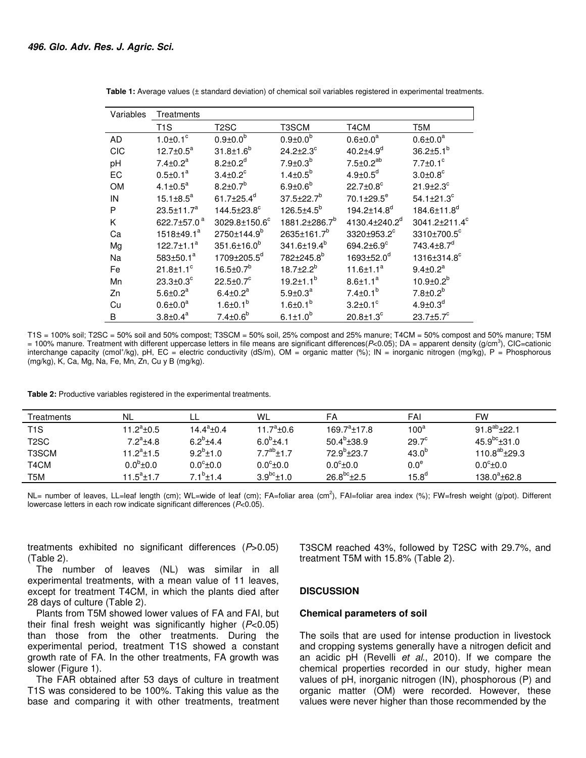**Table 1:** Average values (± standard deviation) of chemical soil variables registered in experimental treatments.

| Variables | Treatments | | | | |
|---|---|---|---|---|---|
| | T1S | T2SC | T3SCM | T4CM | T5M |
| AD | $1.0±0.1^c$ | $0.9±0.0^b$ | $0.9±0.0^b$ | $0.6±0.0^a$ | $0.6±0.0^a$ |
| CIC | $12.7±0.5^a$ | $31.8±1.6^b$ | $24.2±2.3^c$ | $40.2±4.9^d$ | $36.2±5.1^b$ |
| pH | $7.4±0.2^a$ | $8.2±0.2^d$ | $7.9±0.3^b$ | $7.5±0.2^{ab}$ | $7.7±0.1^c$ |
| EC | $0.5±0.1^a$ | $3.4±0.2^c$ | $1.4±0.5^b$ | $4.9±0.5^d$ | $3.0±0.8^c$ |
| OM | $4.1±0.5^a$ | $8.2±0.7^b$ | $6.9±0.6^b$ | $22.7±0.8^c$ | $21.9±2.3^c$ |
| IN | $15.1±8.5^a$ | $61.7±25.4^d$ | $37.5±22.7^b$ | $70.1±29.5^e$ | $54.1±21.3^c$ |
| P | $23.5±11.7^a$ | $144.5±23.8^c$ | $126.5±4.5^b$ | $194.2±14.8^d$ | $184.6±11.8^d$ |
| K | $622.7±57.0^a$ | $3029.8±150.6^c$ | $1881.2±286.7^b$ | $4130.4±240.2^d$ | $3041.2±211.4^c$ |
| Ca | $1518±49.1^a$ | $2750±144.9^b$ | $2635±161.7^b$ | $3320±953.2^c$ | $3310±700.5^c$ |
| Mg | $122.7±1.1^a$ | $351.6±16.0^b$ | $341.6±19.4^b$ | $694.2±6.9^c$ | $743.4±8.7^d$ |
| Na | $583±50.1^a$ | $1709±205.5^d$ | $782±245.8^b$ | $1693±52.0^d$ | $1316±314.8^c$ |
| Fe | $21.8±1.1^c$ | $16.5±0.7^b$ | $18.7±2.2^b$ | $11.6±1.1^a$ | $9.4±0.2^a$ |
| Mn | $23.3±0.3^c$ | $22.5±0.7^c$ | $19.2±1.1^b$ | $8.6±1.1^a$ | $10.9±0.2^b$ |
| Zn | $5.6±0.2^a$ | $6.4±0.2^a$ | $5.9±0.3^a$ | $7.4±0.1^b$ | $7.8±0.2^b$ |
| Cu | $0.6±0.0^a$ | $1.6±0.1^b$ | $1.6±0.1^b$ | $3.2±0.1^c$ | $4.9±0.3^d$ |
| B | $3.8±0.4^a$ | $7.4±0.6^b$ | $6.1±1.0^b$ | $20.8±1.3^c$ | $23.7±5.7^c$ |

T1S = 100% soil; T2SC = 50% soil and 50% compost; T3SCM = 50% soil, 25% compost and 25% manure; T4CM = 50% compost and 50% manure; T5M = 100% manure. Treatment with different uppercase letters in file means are significant differences($P<0.05$); DA = apparent density (g/cm$^3$), CIC=cationic interchange capacity (cmol$^+$/kg), pH, EC = electric conductivity (dS/m), OM = organic matter (%); IN = inorganic nitrogen (mg/kg), P = Phosphorous (mg/kg), K, Ca, Mg, Na, Fe, Mn, Zn, Cu y B (mg/kg).

**Table 2:** Productive variables registered in the experimental treatments.

| Treatments | NL | LL | WL | FA | FAI | FW |
|---|---|---|---|---|---|---|
| T1S | $11.2^a±0.5$ | $14.4^a±0.4$ | $11.7^a±0.6$ | $169.7^a±17.8$ | $100^a$ | $91.8^{ab}±22.1$ |
| T2SC | $7.2^a±4.8$ | $6.2^b±4.4$ | $6.0^b±4.1$ | $50.4^b±38.9$ | $29.7^c$ | $45.9^{bc}±31.0$ |
| T3SCM | $11.2^a±1.5$ | $9.2^b±1.0$ | $7.7^{ab}±1.7$ | $72.9^b±23.7$ | $43.0^b$ | $110.8^{ab}±29.3$ |
| T4CM | $0.0^b±0.0$ | $0.0^c±0.0$ | $0.0^c±0.0$ | $0.0^c±0.0$ | $0.0^e$ | $0.0^c±0.0$ |
| T5M | $11.5^a±1.7$ | $7.1^b±1.4$ | $3.9^{bc}±1.0$ | $26.8^{bc}±2.5$ | $15.8^d$ | $138.0^a±62.8$ |

NL= number of leaves, LL=leaf length (cm); WL=wide of leaf (cm); FA=foliar area (cm$^2$), FAI=foliar area index (%); FW=fresh weight (g/pot). Different lowercase letters in each row indicate significant differences ($P<0.05$).

treatments exhibited no significant differences ($P>0.05$) (Table 2).

The number of leaves (NL) was similar in all experimental treatments, with a mean value of 11 leaves, except for treatment T4CM, in which the plants died after 28 days of culture (Table 2).

Plants from T5M showed lower values of FA and FAI, but their final fresh weight was significantly higher ($P<0.05$) than those from the other treatments. During the experimental period, treatment T1S showed a constant growth rate of FA. In the other treatments, FA growth was slower (Figure 1).

The FAR obtained after 53 days of culture in treatment T1S was considered to be 100%. Taking this value as the base and comparing it with other treatments, treatment T3SCM reached 43%, followed by T2SC with 29.7%, and treatment T5M with 15.8% (Table 2).

## DISCUSSION

### Chemical parameters of soil

The soils that are used for intense production in livestock and cropping systems generally have a nitrogen deficit and an acidic pH (Revelli *et al*., 2010). If we compare the chemical properties recorded in our study, higher mean values of pH, inorganic nitrogen (IN), phosphorous (P) and organic matter (OM) were recorded. However, these values were never higher than those recommended by the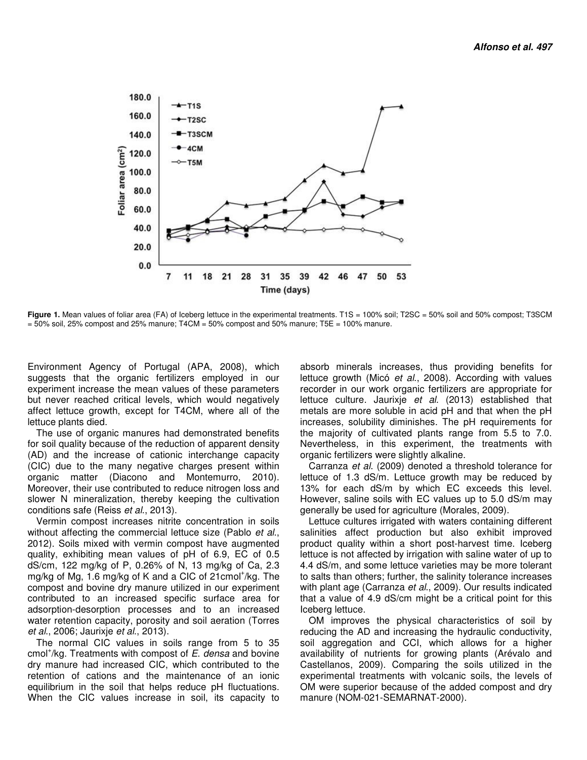**Figure 1.** Mean values of foliar area (FA) of Iceberg lettuce in the experimental treatments. T1S = 100% soil; T2SC = 50% soil and 50% compost; T3SCM = 50% soil, 25% compost and 25% manure; T4CM = 50% compost and 50% manure; T5E = 100% manure.

Environment Agency of Portugal (APA, 2008), which suggests that the organic fertilizers employed in our experiment increase the mean values of these parameters but never reached critical levels, which would negatively affect lettuce growth, except for T4CM, where all of the lettuce plants died.

The use of organic manures had demonstrated benefits for soil quality because of the reduction of apparent density (AD) and the increase of cationic interchange capacity (CIC) due to the many negative charges present within organic matter (Diacono and Montemurro, 2010). Moreover, their use contributed to reduce nitrogen loss and slower N mineralization, thereby keeping the cultivation conditions safe (Reiss *et al*., 2013).

Vermin compost increases nitrite concentration in soils without affecting the commercial lettuce size (Pablo *et al*., 2012). Soils mixed with vermin compost have augmented quality, exhibiting mean values of pH of 6.9, EC of 0.5 dS/cm, 122 mg/kg of P, 0.26% of N, 13 mg/kg of Ca, 2.3 mg/kg of Mg, 1.6 mg/kg of K and a CIC of 21cmol$^+$/kg. The compost and bovine dry manure utilized in our experiment contributed to an increased specific surface area for adsorption-desorption processes and to an increased water retention capacity, porosity and soil aeration (Torres *et al*., 2006; Jaurixje *et al*., 2013).

The normal CIC values in soils range from 5 to 35 cmol$^+$/kg. Treatments with compost of *E. densa* and bovine dry manure had increased CIC, which contributed to the retention of cations and the maintenance of an ionic equilibrium in the soil that helps reduce pH fluctuations. When the CIC values increase in soil, its capacity to absorb minerals increases, thus providing benefits for lettuce growth (Micó *et al*., 2008). According with values recorder in our work organic fertilizers are appropriate for lettuce culture. Jaurixje *et al*. (2013) established that metals are more soluble in acid pH and that when the pH increases, solubility diminishes. The pH requirements for the majority of cultivated plants range from 5.5 to 7.0. Nevertheless, in this experiment, the treatments with organic fertilizers were slightly alkaline.

Carranza *et al*. (2009) denoted a threshold tolerance for lettuce of 1.3 dS/m. Lettuce growth may be reduced by 13% for each dS/m by which EC exceeds this level. However, saline soils with EC values up to 5.0 dS/m may generally be used for agriculture (Morales, 2009).

Lettuce cultures irrigated with waters containing different salinities affect production but also exhibit improved product quality within a short post-harvest time. Iceberg lettuce is not affected by irrigation with saline water of up to 4.4 dS/m, and some lettuce varieties may be more tolerant to salts than others; further, the salinity tolerance increases with plant age (Carranza *et al*., 2009). Our results indicated that a value of 4.9 dS/cm might be a critical point for this Iceberg lettuce.

OM improves the physical characteristics of soil by reducing the AD and increasing the hydraulic conductivity, soil aggregation and CCI, which allows for a higher availability of nutrients for growing plants (Arévalo and Castellanos, 2009). Comparing the soils utilized in the experimental treatments with volcanic soils, the levels of OM were superior because of the added compost and dry manure (NOM-021-SEMARNAT-2000).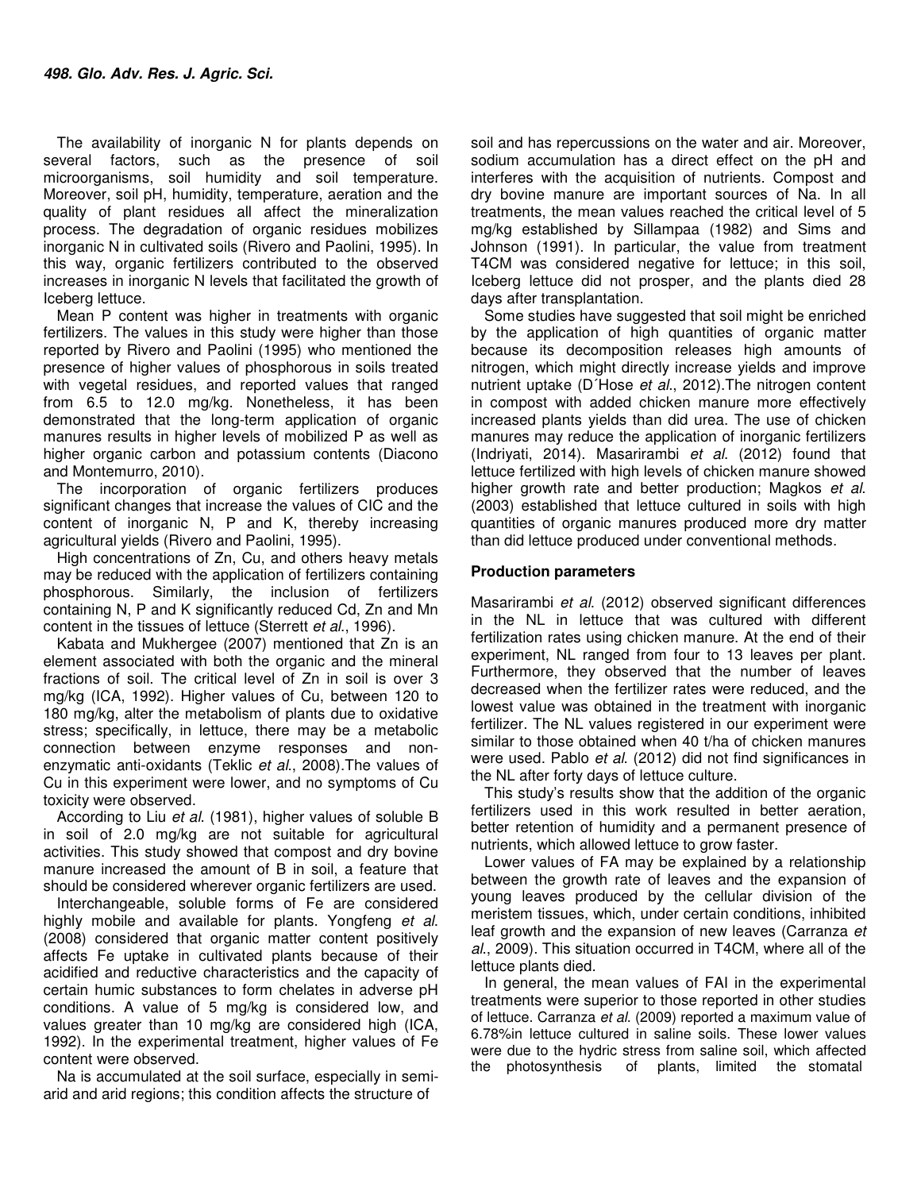The availability of inorganic N for plants depends on several factors, such as the presence of soil microorganisms, soil humidity and soil temperature. Moreover, soil pH, humidity, temperature, aeration and the quality of plant residues all affect the mineralization process. The degradation of organic residues mobilizes inorganic N in cultivated soils (Rivero and Paolini, 1995). In this way, organic fertilizers contributed to the observed increases in inorganic N levels that facilitated the growth of Iceberg lettuce.

Mean P content was higher in treatments with organic fertilizers. The values in this study were higher than those reported by Rivero and Paolini (1995) who mentioned the presence of higher values of phosphorous in soils treated with vegetal residues, and reported values that ranged from 6.5 to 12.0 mg/kg. Nonetheless, it has been demonstrated that the long-term application of organic manures results in higher levels of mobilized P as well as higher organic carbon and potassium contents (Diacono and Montemurro, 2010).

The incorporation of organic fertilizers produces significant changes that increase the values of CIC and the content of inorganic N, P and K, thereby increasing agricultural yields (Rivero and Paolini, 1995).

High concentrations of Zn, Cu, and others heavy metals may be reduced with the application of fertilizers containing phosphorous. Similarly, the inclusion of fertilizers containing N, P and K significantly reduced Cd, Zn and Mn content in the tissues of lettuce (Sterrett *et al*., 1996).

Kabata and Mukhergee (2007) mentioned that Zn is an element associated with both the organic and the mineral fractions of soil. The critical level of Zn in soil is over 3 mg/kg (ICA, 1992). Higher values of Cu, between 120 to 180 mg/kg, alter the metabolism of plants due to oxidative stress; specifically, in lettuce, there may be a metabolic connection between enzyme responses and non-enzymatic anti-oxidants (Teklic *et al*., 2008).The values of Cu in this experiment were lower, and no symptoms of Cu toxicity were observed.

According to Liu *et al*. (1981), higher values of soluble B in soil of 2.0 mg/kg are not suitable for agricultural activities. This study showed that compost and dry bovine manure increased the amount of B in soil, a feature that should be considered wherever organic fertilizers are used.

Interchangeable, soluble forms of Fe are considered highly mobile and available for plants. Yongfeng *et al*. (2008) considered that organic matter content positively affects Fe uptake in cultivated plants because of their acidified and reductive characteristics and the capacity of certain humic substances to form chelates in adverse pH conditions. A value of 5 mg/kg is considered low, and values greater than 10 mg/kg are considered high (ICA, 1992). In the experimental treatment, higher values of Fe content were observed.

Na is accumulated at the soil surface, especially in semi-arid and arid regions; this condition affects the structure of soil and has repercussions on the water and air. Moreover, sodium accumulation has a direct effect on the pH and interferes with the acquisition of nutrients. Compost and dry bovine manure are important sources of Na. In all treatments, the mean values reached the critical level of 5 mg/kg established by Sillampaa (1982) and Sims and Johnson (1991). In particular, the value from treatment T4CM was considered negative for lettuce; in this soil, Iceberg lettuce did not prosper, and the plants died 28 days after transplantation.

Some studies have suggested that soil might be enriched by the application of high quantities of organic matter because its decomposition releases high amounts of nitrogen, which might directly increase yields and improve nutrient uptake (D´Hose *et al*., 2012).The nitrogen content in compost with added chicken manure more effectively increased plants yields than did urea. The use of chicken manures may reduce the application of inorganic fertilizers (Indriyati, 2014). Masarirambi *et al*. (2012) found that lettuce fertilized with high levels of chicken manure showed higher growth rate and better production; Magkos *et al*. (2003) established that lettuce cultured in soils with high quantities of organic manures produced more dry matter than did lettuce produced under conventional methods.

## Production parameters

Masarirambi *et al*. (2012) observed significant differences in the NL in lettuce that was cultured with different fertilization rates using chicken manure. At the end of their experiment, NL ranged from four to 13 leaves per plant. Furthermore, they observed that the number of leaves decreased when the fertilizer rates were reduced, and the lowest value was obtained in the treatment with inorganic fertilizer. The NL values registered in our experiment were similar to those obtained when 40 t/ha of chicken manures were used. Pablo *et al*. (2012) did not find significances in the NL after forty days of lettuce culture.

This study's results show that the addition of the organic fertilizers used in this work resulted in better aeration, better retention of humidity and a permanent presence of nutrients, which allowed lettuce to grow faster.

Lower values of FA may be explained by a relationship between the growth rate of leaves and the expansion of young leaves produced by the cellular division of the meristem tissues, which, under certain conditions, inhibited leaf growth and the expansion of new leaves (Carranza *et al*., 2009). This situation occurred in T4CM, where all of the lettuce plants died.

In general, the mean values of FAI in the experimental treatments were superior to those reported in other studies of lettuce. Carranza *et al*. (2009) reported a maximum value of 6.78%in lettuce cultured in saline soils. These lower values were due to the hydric stress from saline soil, which affected the photosynthesis of plants, limited the stomatal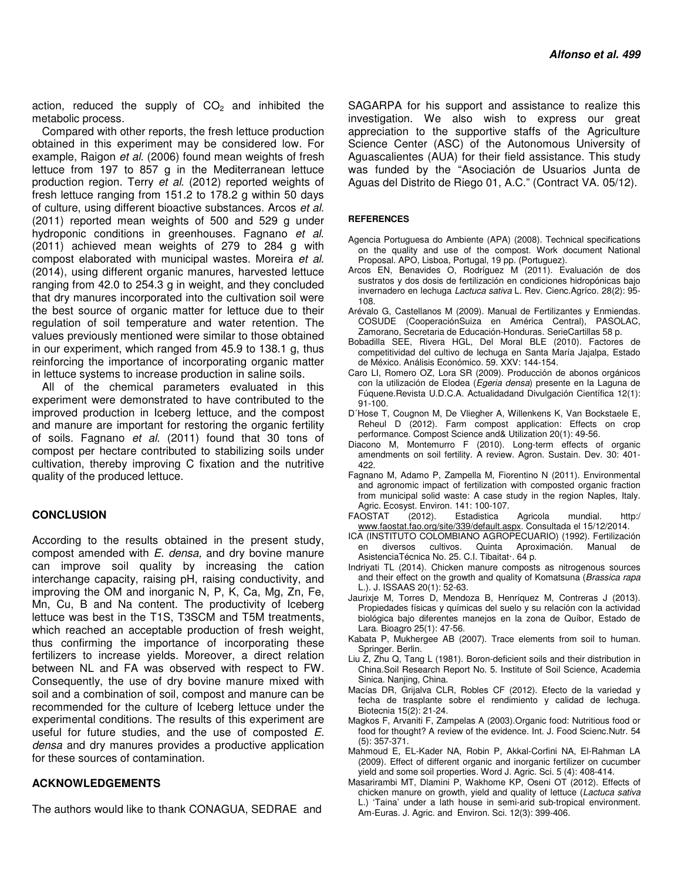action, reduced the supply of $CO_2$ and inhibited the metabolic process.

Compared with other reports, the fresh lettuce production obtained in this experiment may be considered low. For example, Raigon *et al*. (2006) found mean weights of fresh lettuce from 197 to 857 g in the Mediterranean lettuce production region. Terry *et al*. (2012) reported weights of fresh lettuce ranging from 151.2 to 178.2 g within 50 days of culture, using different bioactive substances. Arcos *et al*. (2011) reported mean weights of 500 and 529 g under hydroponic conditions in greenhouses. Fagnano *et al*. (2011) achieved mean weights of 279 to 284 g with compost elaborated with municipal wastes. Moreira *et al*. (2014), using different organic manures, harvested lettuce ranging from 42.0 to 254.3 g in weight, and they concluded that dry manures incorporated into the cultivation soil were the best source of organic matter for lettuce due to their regulation of soil temperature and water retention. The values previously mentioned were similar to those obtained in our experiment, which ranged from 45.9 to 138.1 g, thus reinforcing the importance of incorporating organic matter in lettuce systems to increase production in saline soils.

All of the chemical parameters evaluated in this experiment were demonstrated to have contributed to the improved production in Iceberg lettuce, and the compost and manure are important for restoring the organic fertility of soils. Fagnano *et al*. (2011) found that 30 tons of compost per hectare contributed to stabilizing soils under cultivation, thereby improving C fixation and the nutritive quality of the produced lettuce.

## CONCLUSION

According to the results obtained in the present study, compost amended with *E. densa,* and dry bovine manure can improve soil quality by increasing the cation interchange capacity, raising pH, raising conductivity, and improving the OM and inorganic N, P, K, Ca, Mg, Zn, Fe, Mn, Cu, B and Na content. The productivity of Iceberg lettuce was best in the T1S, T3SCM and T5M treatments, which reached an acceptable production of fresh weight, thus confirming the importance of incorporating these fertilizers to increase yields. Moreover, a direct relation between NL and FA was observed with respect to FW. Consequently, the use of dry bovine manure mixed with soil and a combination of soil, compost and manure can be recommended for the culture of Iceberg lettuce under the experimental conditions. The results of this experiment are useful for future studies, and the use of composted *E. densa* and dry manures provides a productive application for these sources of contamination.

## ACKNOWLEDGEMENTS

The authors would like to thank CONAGUA, SEDRAE and SAGARPA for his support and assistance to realize this investigation. We also wish to express our great appreciation to the supportive staffs of the Agriculture Science Center (ASC) of the Autonomous University of Aguascalientes (AUA) for their field assistance. This study was funded by the "Asociación de Usuarios Junta de Aguas del Distrito de Riego 01, A.C." (Contract VA. 05/12).

## REFERENCES

Agencia Portuguesa do Ambiente (APA) (2008). Technical specifications on the quality and use of the compost. Work document National Proposal. APO, Lisboa, Portugal, 19 pp. (Portuguez).

Arcos EN, Benavides O, Rodríguez M (2011). Evaluación de dos sustratos y dos dosis de fertilización en condiciones hidropónicas bajo invernadero en lechuga *Lactuca sativa* L. Rev. Cienc.Agríco. 28(2): 95-108.

Arévalo G, Castellanos M (2009). Manual de Fertilizantes y Enmiendas. COSUDE (CooperaciónSuiza en América Central), PASOLAC, Zamorano, Secretaria de Educación-Honduras. SerieCartillas 58 p.

Bobadilla SEE, Rivera HGL, Del Moral BLE (2010). Factores de competitividad del cultivo de lechuga en Santa María Jajalpa, Estado de México. Análisis Económico. 59. XXV: 144-154.

Caro LI, Romero OZ, Lora SR (2009). Producción de abonos orgánicos con la utilización de Elodea (*Egeria densa*) presente en la Laguna de Fúquene.Revista U.D.C.A. Actualidadand Divulgación Científica 12(1): 91-100.

D´Hose T, Cougnon M, De Vliegher A, Willenkens K, Van Bockstaele E, Reheul D (2012). Farm compost application: Effects on crop performance. Compost Science and& Utilization 20(1): 49-56.

Diacono M, Montemurro F (2010). Long-term effects of organic amendments on soil fertility. A review. Agron. Sustain. Dev. 30: 401-422.

Fagnano M, Adamo P, Zampella M, Fiorentino N (2011). Environmental and agronomic impact of fertilization with composted organic fraction from municipal solid waste: A case study in the region Naples, Italy. Agric. Ecosyst. Environ. 141: 100-107.

FAOSTAT (2012). Estadistica Agricola mundial. http:/ www.faostat.fao.org/site/339/default.aspx. Consultada el 15/12/2014.

ICA (INSTITUTO COLOMBIANO AGROPECUARIO) (1992). Fertilización en diversos cultivos. Quinta Aproximación. Manual de AsistenciaTécnica No. 25. C.I. Tibaitat·. 64 p.

Indriyati TL (2014). Chicken manure composts as nitrogenous sources and their effect on the growth and quality of Komatsuna (*Brassica rapa* L.). J. ISSAAS 20(1): 52-63.

Jaurixje M, Torres D, Mendoza B, Henríquez M, Contreras J (2013). Propiedades físicas y químicas del suelo y su relación con la actividad biológica bajo diferentes manejos en la zona de Quíbor, Estado de Lara. Bioagro 25(1): 47-56.

Kabata P, Mukhergee AB (2007). Trace elements from soil to human. Springer. Berlin.

Liu Z, Zhu Q, Tang L (1981). Boron-deficient soils and their distribution in China.Soil Research Report No. 5. Institute of Soil Science, Academia Sinica. Nanjing, China.

Macías DR, Grijalva CLR, Robles CF (2012). Efecto de la variedad y fecha de trasplante sobre el rendimiento y calidad de lechuga. Biotecnia 15(2): 21-24.

Magkos F, Arvaniti F, Zampelas A (2003).Organic food: Nutritious food or food for thought? A review of the evidence. Int. J. Food Scienc.Nutr. 54 (5): 357-371.

Mahmoud E, EL-Kader NA, Robin P, Akkal-Corfini NA, El-Rahman LA (2009). Effect of different organic and inorganic fertilizer on cucumber yield and some soil properties. Word J. Agric. Sci. 5 (4): 408-414.

Masarirambi MT, Dlamini P, Wakhome KP, Oseni OT (2012). Effects of chicken manure on growth, yield and quality of lettuce (*Lactuca sativa* L.) 'Taina' under a lath house in semi-arid sub-tropical environment. Am-Euras. J. Agric. and Environ. Sci. 12(3): 399-406.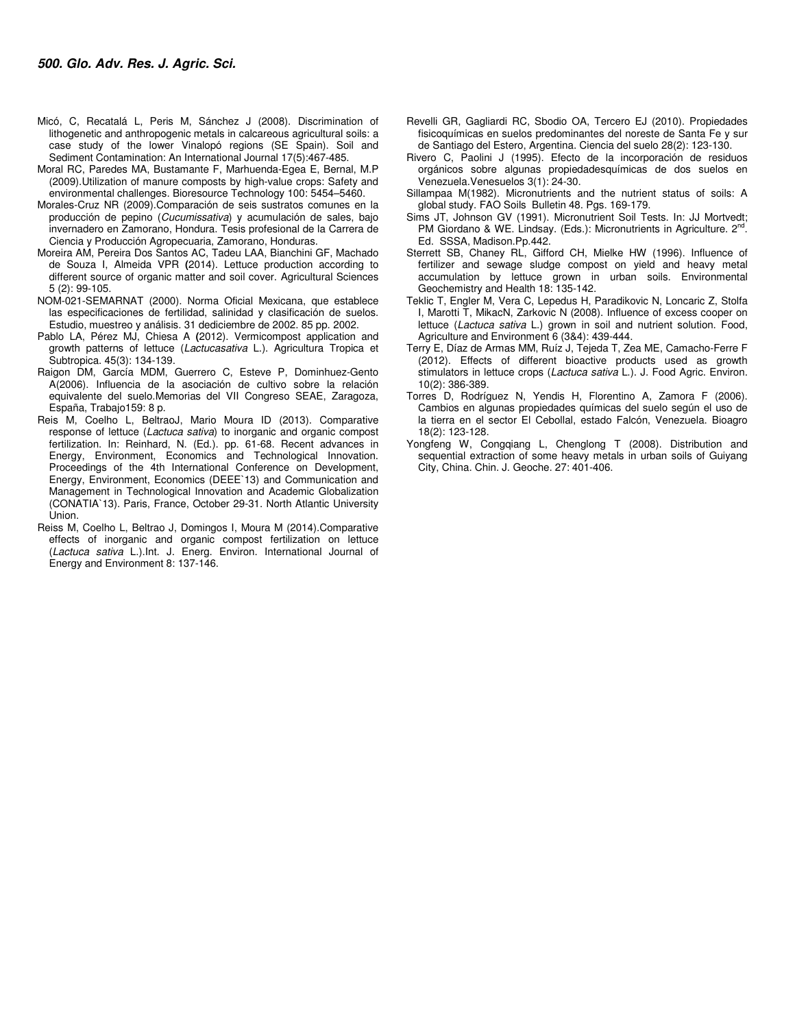Micó, C, Recatalá L, Peris M, Sánchez J (2008). Discrimination of lithogenetic and anthropogenic metals in calcareous agricultural soils: a case study of the lower Vinalopó regions (SE Spain). Soil and Sediment Contamination: An International Journal 17(5):467-485.

Moral RC, Paredes MA, Bustamante F, Marhuenda-Egea E, Bernal, M.P (2009).Utilization of manure composts by high-value crops: Safety and environmental challenges. Bioresource Technology 100: 5454–5460.

Morales-Cruz NR (2009).Comparación de seis sustratos comunes en la producción de pepino (*Cucumissativa*) y acumulación de sales, bajo invernadero en Zamorano, Hondura. Tesis profesional de la Carrera de Ciencia y Producción Agropecuaria, Zamorano, Honduras.

Moreira AM, Pereira Dos Santos AC, Tadeu LAA, Bianchini GF, Machado de Souza I, Almeida VPR **(**2014). Lettuce production according to different source of organic matter and soil cover. Agricultural Sciences 5 (2): 99-105.

NOM-021-SEMARNAT (2000). Norma Oficial Mexicana, que establece las especificaciones de fertilidad, salinidad y clasificación de suelos. Estudio, muestreo y análisis. 31 dediciembre de 2002. 85 pp. 2002.

Pablo LA, Pérez MJ, Chiesa A **(**2012). Vermicompost application and growth patterns of lettuce (*Lactucasativa* L.). Agricultura Tropica et Subtropica. 45(3): 134-139.

Raigon DM, García MDM, Guerrero C, Esteve P, Dominhuez-Gento A(2006). Influencia de la asociación de cultivo sobre la relación equivalente del suelo.Memorias del VII Congreso SEAE, Zaragoza, España, Trabajo159: 8 p.

Reis M, Coelho L, BeltraoJ, Mario Moura ID (2013). Comparative response of lettuce (*Lactuca sativa*) to inorganic and organic compost fertilization. In: Reinhard, N. (Ed.). pp. 61-68. Recent advances in Energy, Environment, Economics and Technological Innovation. Proceedings of the 4th International Conference on Development, Energy, Environment, Economics (DEEE`13) and Communication and Management in Technological Innovation and Academic Globalization (CONATIA`13). Paris, France, October 29-31. North Atlantic University Union.

Reiss M, Coelho L, Beltrao J, Domingos I, Moura M (2014).Comparative effects of inorganic and organic compost fertilization on lettuce (*Lactuca sativa* L.).Int. J. Energ. Environ. International Journal of Energy and Environment 8: 137-146.

Revelli GR, Gagliardi RC, Sbodio OA, Tercero EJ (2010). Propiedades fisicoquímicas en suelos predominantes del noreste de Santa Fe y sur de Santiago del Estero, Argentina. Ciencia del suelo 28(2): 123-130.

Rivero C, Paolini J (1995). Efecto de la incorporación de residuos orgánicos sobre algunas propiedadesquímicas de dos suelos en Venezuela.Venesuelos 3(1): 24-30.

Sillampaa M(1982). Micronutrients and the nutrient status of soils: A global study. FAO Soils Bulletin 48. Pgs. 169-179.

Sims JT, Johnson GV (1991). Micronutrient Soil Tests. In: JJ Mortvedt; PM Giordano & WE. Lindsay. (Eds.): Micronutrients in Agriculture. 2nd. Ed. SSSA, Madison.Pp.442.

Sterrett SB, Chaney RL, Gifford CH, Mielke HW (1996). Influence of fertilizer and sewage sludge compost on yield and heavy metal accumulation by lettuce grown in urban soils. Environmental Geochemistry and Health 18: 135-142.

Teklic T, Engler M, Vera C, Lepedus H, Paradikovic N, Loncaric Z, Stolfa I, Marotti T, MikacN, Zarkovic N (2008). Influence of excess cooper on lettuce (*Lactuca sativa* L.) grown in soil and nutrient solution. Food, Agriculture and Environment 6 (3&4): 439-444.

Terry E, Díaz de Armas MM, Ruíz J, Tejeda T, Zea ME, Camacho-Ferre F (2012). Effects of different bioactive products used as growth stimulators in lettuce crops (*Lactuca sativa* L.). J. Food Agric. Environ. 10(2): 386-389.

Torres D, Rodríguez N, Yendis H, Florentino A, Zamora F (2006). Cambios en algunas propiedades químicas del suelo según el uso de la tierra en el sector El Cebollal, estado Falcón, Venezuela. Bioagro 18(2): 123-128.

Yongfeng W, Congqiang L, Chenglong T (2008). Distribution and sequential extraction of some heavy metals in urban soils of Guiyang City, China. Chin. J. Geoche. 27: 401-406.